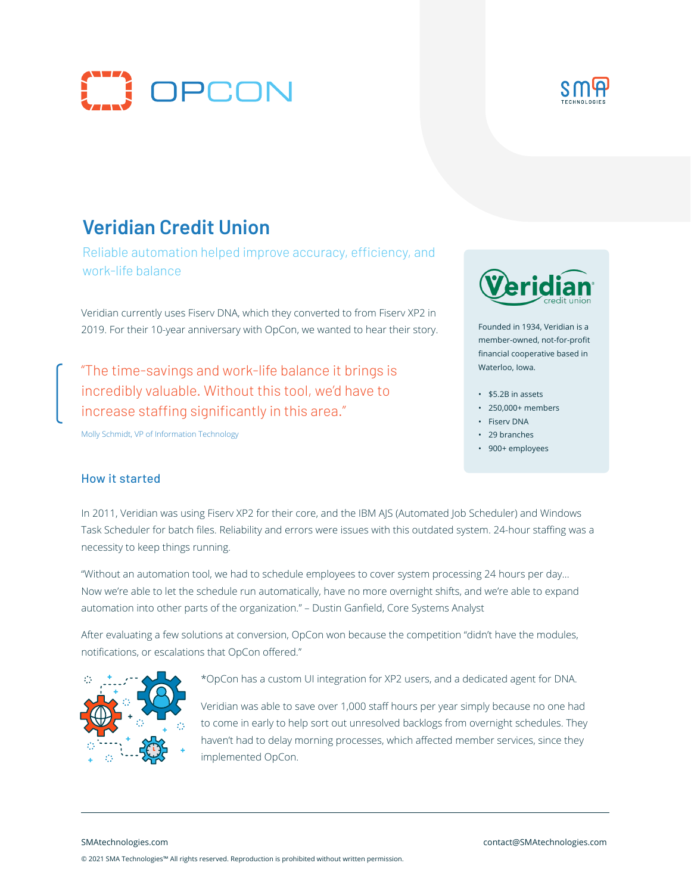# Veridian Credit Union

## Reliable automation helped improve accuracy, efficiency, and work-life balance

Veridian currently uses Fiserv DNA, which they converted to from Fiserv XP2 in 2019. For their 10-year anniversary with OpCon, we wanted to hear their story.

> "The time-savings and work-life balance it brings is incredibly valuable. Without this tool, we'd have to increase staffing significantly in this area."
>
> Molly Schmidt, VP of Information Technology

Founded in 1934, Veridian is a member-owned, not-for-profit financial cooperative based in Waterloo, Iowa.

- $5.2B in assets
- 250,000+ members
- Fiserv DNA
- 29 branches
- 900+ employees

### How it started

In 2011, Veridian was using Fiserv XP2 for their core, and the IBM AJS (Automated Job Scheduler) and Windows Task Scheduler for batch files. Reliability and errors were issues with this outdated system. 24-hour staffing was a necessity to keep things running.

"Without an automation tool, we had to schedule employees to cover system processing 24 hours per day... Now we're able to let the schedule run automatically, have no more overnight shifts, and we're able to expand automation into other parts of the organization." – Dustin Ganfield, Core Systems Analyst

After evaluating a few solutions at conversion, OpCon won because the competition "didn't have the modules, notifications, or escalations that OpCon offered."

*OpCon has a custom UI integration for XP2 users, and a dedicated agent for DNA.

Veridian was able to save over 1,000 staff hours per year simply because no one had to come in early to help sort out unresolved backlogs from overnight schedules. They haven't had to delay morning processes, which affected member services, since they implemented OpCon.

SMAtechnologies.com

contact@SMAtechnologies.com

© 2021 SMA Technologies™ All rights reserved. Reproduction is prohibited without written permission.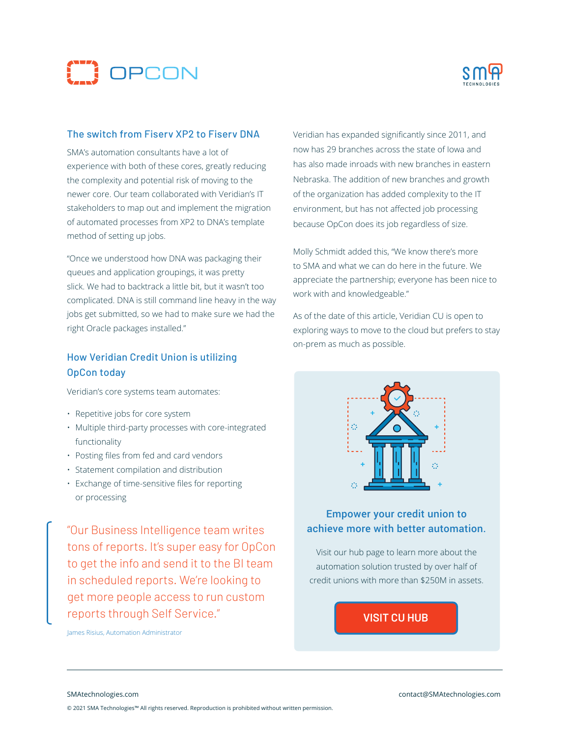## The switch from Fiserv XP2 to Fiserv DNA

SMA's automation consultants have a lot of experience with both of these cores, greatly reducing the complexity and potential risk of moving to the newer core. Our team collaborated with Veridian's IT stakeholders to map out and implement the migration of automated processes from XP2 to DNA's template method of setting up jobs.

"Once we understood how DNA was packaging their queues and application groupings, it was pretty slick. We had to backtrack a little bit, but it wasn't too complicated. DNA is still command line heavy in the way jobs get submitted, so we had to make sure we had the right Oracle packages installed."

## How Veridian Credit Union is utilizing OpCon today

Veridian's core systems team automates:

- Repetitive jobs for core system
- Multiple third-party processes with core-integrated functionality
- Posting files from fed and card vendors
- Statement compilation and distribution
- Exchange of time-sensitive files for reporting or processing

> "Our Business Intelligence team writes tons of reports. It's super easy for OpCon to get the info and send it to the BI team in scheduled reports. We're looking to get more people access to run custom reports through Self Service."
>
> James Risius, Automation Administrator

Veridian has expanded significantly since 2011, and now has 29 branches across the state of Iowa and has also made inroads with new branches in eastern Nebraska. The addition of new branches and growth of the organization has added complexity to the IT environment, but has not affected job processing because OpCon does its job regardless of size.

Molly Schmidt added this, "We know there's more to SMA and what we can do here in the future. We appreciate the partnership; everyone has been nice to work with and knowledgeable."

As of the date of this article, Veridian CU is open to exploring ways to move to the cloud but prefers to stay on-prem as much as possible.

**Empower your credit union to achieve more with better automation.**

Visit our hub page to learn more about the automation solution trusted by over half of credit unions with more than $250M in assets.

**VISIT CU HUB**

SMAtechnologies.com

contact@SMAtechnologies.com

© 2021 SMA Technologies™ All rights reserved. Reproduction is prohibited without written permission.